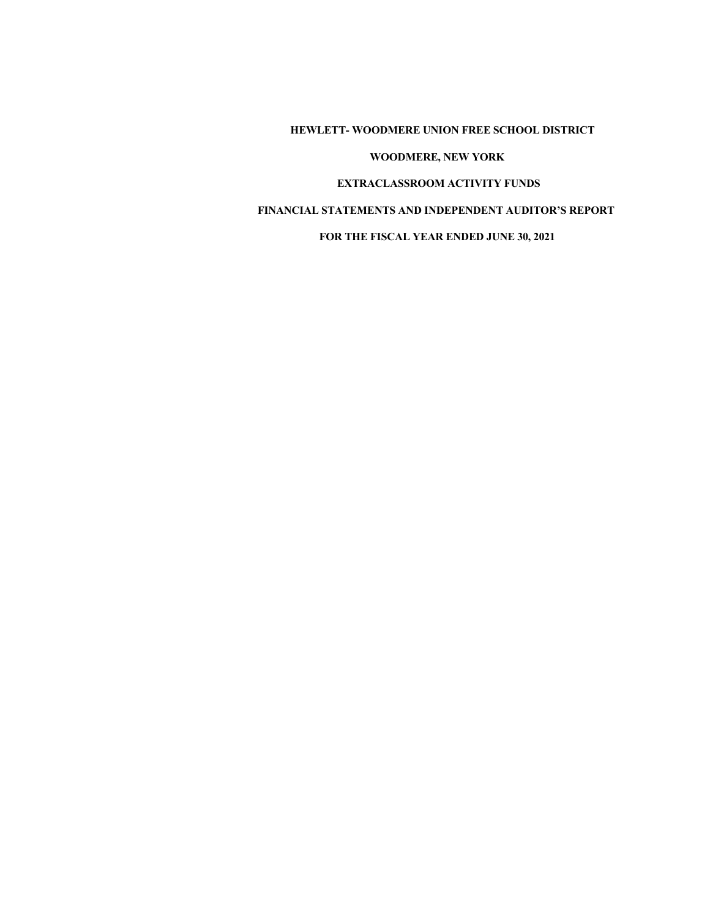# HEWLETT- WOODMERE UNION FREE SCHOOL DISTRICT

## WOODMERE, NEW YORK

## EXTRACLASSROOM ACTIVITY FUNDS

## FINANCIAL STATEMENTS AND INDEPENDENT AUDITOR'S REPORT

## FOR THE FISCAL YEAR ENDED JUNE 30, 2021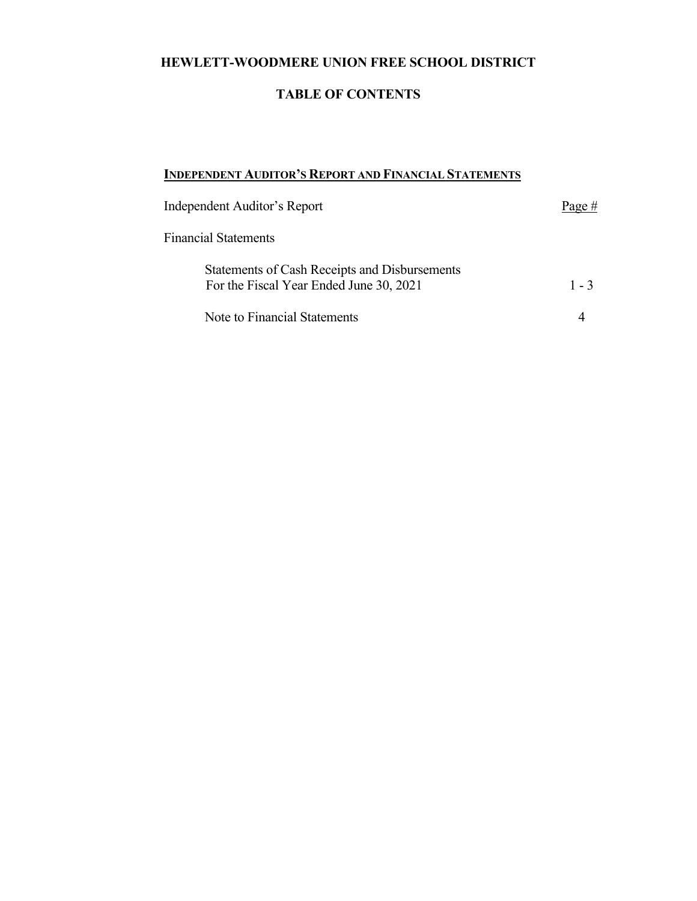# HEWLETT-WOODMERE UNION FREE SCHOOL DISTRICT

## TABLE OF CONTENTS

**INDEPENDENT AUDITOR'S REPORT AND FINANCIAL STATEMENTS**

| | Page # |
|---|---|
| Independent Auditor's Report | |
| Financial Statements | |
| Statements of Cash Receipts and Disbursements For the Fiscal Year Ended June 30, 2021 | 1 - 3 |
| Note to Financial Statements | 4 |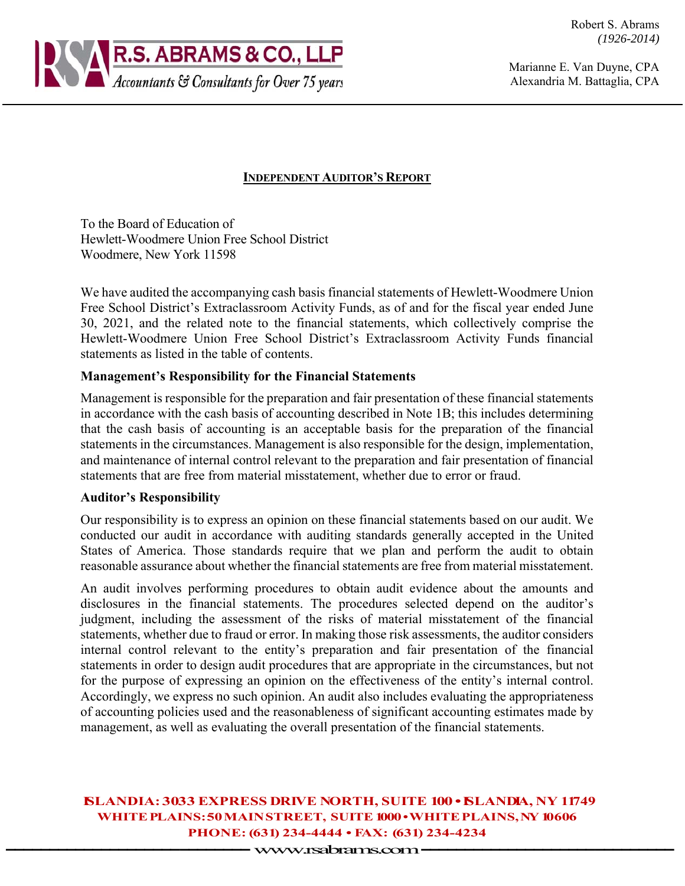Robert S. Abrams
*(1926-2014)*

Marianne E. Van Duyne, CPA
Alexandria M. Battaglia, CPA

**R.S. ABRAMS & CO., LLP**
*Accountants & Consultants for Over 75 years*

## INDEPENDENT AUDITOR'S REPORT

To the Board of Education of
Hewlett-Woodmere Union Free School District
Woodmere, New York 11598

We have audited the accompanying cash basis financial statements of Hewlett-Woodmere Union Free School District's Extraclassroom Activity Funds, as of and for the fiscal year ended June 30, 2021, and the related note to the financial statements, which collectively comprise the Hewlett-Woodmere Union Free School District's Extraclassroom Activity Funds financial statements as listed in the table of contents.

### Management's Responsibility for the Financial Statements

Management is responsible for the preparation and fair presentation of these financial statements in accordance with the cash basis of accounting described in Note 1B; this includes determining that the cash basis of accounting is an acceptable basis for the preparation of the financial statements in the circumstances. Management is also responsible for the design, implementation, and maintenance of internal control relevant to the preparation and fair presentation of financial statements that are free from material misstatement, whether due to error or fraud.

### Auditor's Responsibility

Our responsibility is to express an opinion on these financial statements based on our audit. We conducted our audit in accordance with auditing standards generally accepted in the United States of America. Those standards require that we plan and perform the audit to obtain reasonable assurance about whether the financial statements are free from material misstatement.

An audit involves performing procedures to obtain audit evidence about the amounts and disclosures in the financial statements. The procedures selected depend on the auditor's judgment, including the assessment of the risks of material misstatement of the financial statements, whether due to fraud or error. In making those risk assessments, the auditor considers internal control relevant to the entity's preparation and fair presentation of the financial statements in order to design audit procedures that are appropriate in the circumstances, but not for the purpose of expressing an opinion on the effectiveness of the entity's internal control. Accordingly, we express no such opinion. An audit also includes evaluating the appropriateness of accounting policies used and the reasonableness of significant accounting estimates made by management, as well as evaluating the overall presentation of the financial statements.

ISLANDIA: 3033 EXPRESS DRIVE NORTH, SUITE 100 • ISLANDIA, NY 11749
WHITE PLAINS: 50 MAIN STREET, SUITE 1000 • WHITE PLAINS, NY 10606
PHONE: (631) 234-4444 • FAX: (631) 234-4234
www.rsabrams.com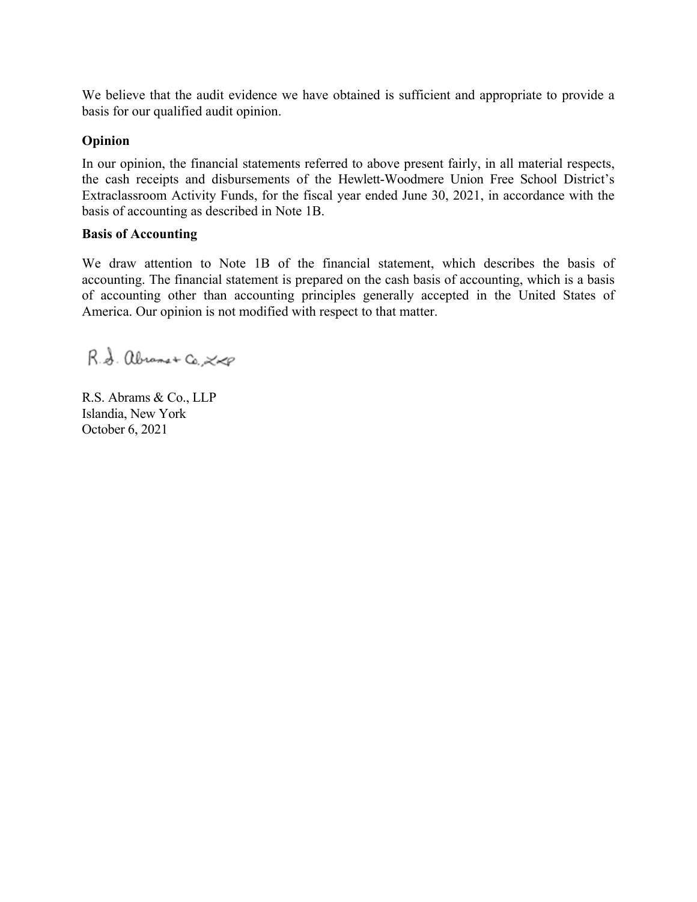We believe that the audit evidence we have obtained is sufficient and appropriate to provide a basis for our qualified audit opinion.

**Opinion**

In our opinion, the financial statements referred to above present fairly, in all material respects, the cash receipts and disbursements of the Hewlett-Woodmere Union Free School District's Extraclassroom Activity Funds, for the fiscal year ended June 30, 2021, in accordance with the basis of accounting as described in Note 1B.

**Basis of Accounting**

We draw attention to Note 1B of the financial statement, which describes the basis of accounting. The financial statement is prepared on the cash basis of accounting, which is a basis of accounting other than accounting principles generally accepted in the United States of America. Our opinion is not modified with respect to that matter.

R.S. Abrams & Co., LLP

R.S. Abrams & Co., LLP
Islandia, New York
October 6, 2021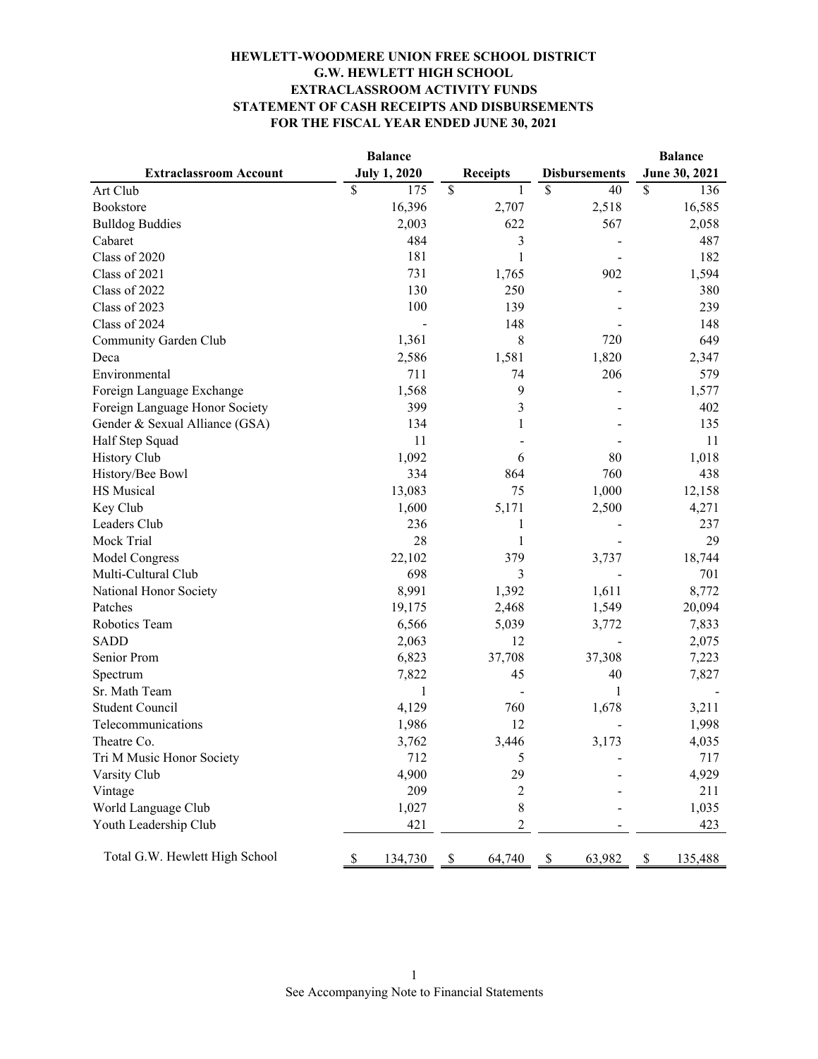**HEWLETT-WOODMERE UNION FREE SCHOOL DISTRICT**
**G.W. HEWLETT HIGH SCHOOL**
**EXTRACLASSROOM ACTIVITY FUNDS**
**STATEMENT OF CASH RECEIPTS AND DISBURSEMENTS**
**FOR THE FISCAL YEAR ENDED JUNE 30, 2021**

| Extraclassroom Account | Balance July 1, 2020 | Receipts | Disbursements | Balance June 30, 2021 |
|---|---|---|---|---|
| Art Club | $ 175 | $ 1 | $ 40 | $ 136 |
| Bookstore | 16,396 | 2,707 | 2,518 | 16,585 |
| Bulldog Buddies | 2,003 | 622 | 567 | 2,058 |
| Cabaret | 484 | 3 | - | 487 |
| Class of 2020 | 181 | 1 | - | 182 |
| Class of 2021 | 731 | 1,765 | 902 | 1,594 |
| Class of 2022 | 130 | 250 | - | 380 |
| Class of 2023 | 100 | 139 | - | 239 |
| Class of 2024 | - | 148 | - | 148 |
| Community Garden Club | 1,361 | 8 | 720 | 649 |
| Deca | 2,586 | 1,581 | 1,820 | 2,347 |
| Environmental | 711 | 74 | 206 | 579 |
| Foreign Language Exchange | 1,568 | 9 | - | 1,577 |
| Foreign Language Honor Society | 399 | 3 | - | 402 |
| Gender & Sexual Alliance (GSA) | 134 | 1 | - | 135 |
| Half Step Squad | 11 | - | - | 11 |
| History Club | 1,092 | 6 | 80 | 1,018 |
| History/Bee Bowl | 334 | 864 | 760 | 438 |
| HS Musical | 13,083 | 75 | 1,000 | 12,158 |
| Key Club | 1,600 | 5,171 | 2,500 | 4,271 |
| Leaders Club | 236 | 1 | - | 237 |
| Mock Trial | 28 | 1 | - | 29 |
| Model Congress | 22,102 | 379 | 3,737 | 18,744 |
| Multi-Cultural Club | 698 | 3 | - | 701 |
| National Honor Society | 8,991 | 1,392 | 1,611 | 8,772 |
| Patches | 19,175 | 2,468 | 1,549 | 20,094 |
| Robotics Team | 6,566 | 5,039 | 3,772 | 7,833 |
| SADD | 2,063 | 12 | - | 2,075 |
| Senior Prom | 6,823 | 37,708 | 37,308 | 7,223 |
| Spectrum | 7,822 | 45 | 40 | 7,827 |
| Sr. Math Team | 1 | - | 1 | - |
| Student Council | 4,129 | 760 | 1,678 | 3,211 |
| Telecommunications | 1,986 | 12 | - | 1,998 |
| Theatre Co. | 3,762 | 3,446 | 3,173 | 4,035 |
| Tri M Music Honor Society | 712 | 5 | - | 717 |
| Varsity Club | 4,900 | 29 | - | 4,929 |
| Vintage | 209 | 2 | - | 211 |
| World Language Club | 1,027 | 8 | - | 1,035 |
| Youth Leadership Club | 421 | 2 | - | 423 |
| Total G.W. Hewlett High School | $ 134,730 | $ 64,740 | $ 63,982 | $ 135,488 |

See Accompanying Note to Financial Statements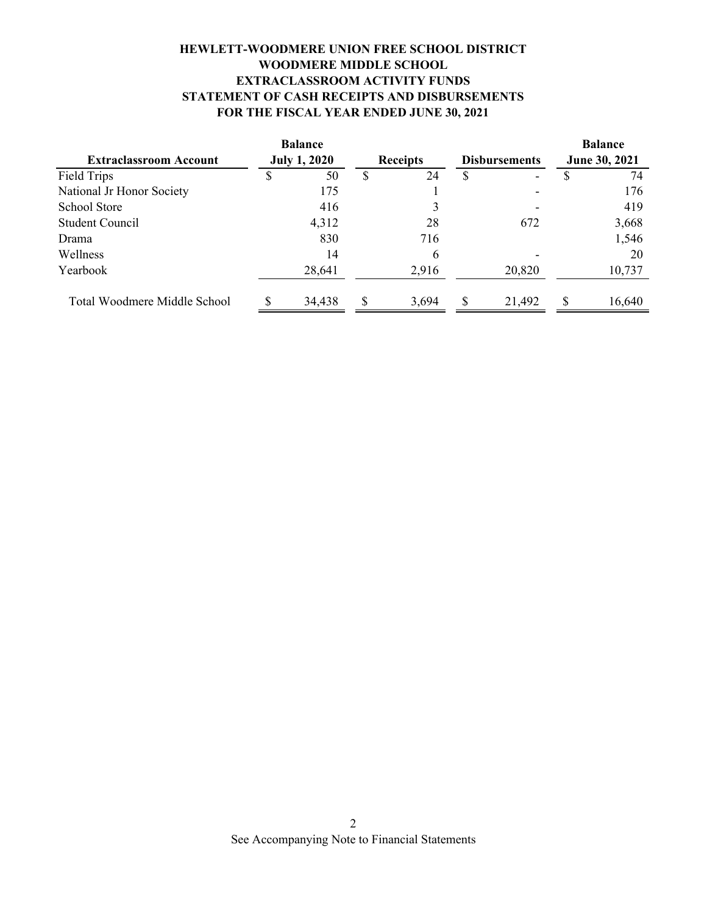**HEWLETT-WOODMERE UNION FREE SCHOOL DISTRICT**
**WOODMERE MIDDLE SCHOOL**
**EXTRACLASSROOM ACTIVITY FUNDS**
**STATEMENT OF CASH RECEIPTS AND DISBURSEMENTS**
**FOR THE FISCAL YEAR ENDED JUNE 30, 2021**

| Extraclassroom Account | Balance July 1, 2020 | Receipts | Disbursements | Balance June 30, 2021 |
|---|---|---|---|---|
| Field Trips | $ 50 | $ 24 | $ - | $ 74 |
| National Jr Honor Society | 175 | 1 | - | 176 |
| School Store | 416 | 3 | - | 419 |
| Student Council | 4,312 | 28 | 672 | 3,668 |
| Drama | 830 | 716 | | 1,546 |
| Wellness | 14 | 6 | - | 20 |
| Yearbook | 28,641 | 2,916 | 20,820 | 10,737 |
| Total Woodmere Middle School | $ 34,438 | $ 3,694 | $ 21,492 | $ 16,640 |

See Accompanying Note to Financial Statements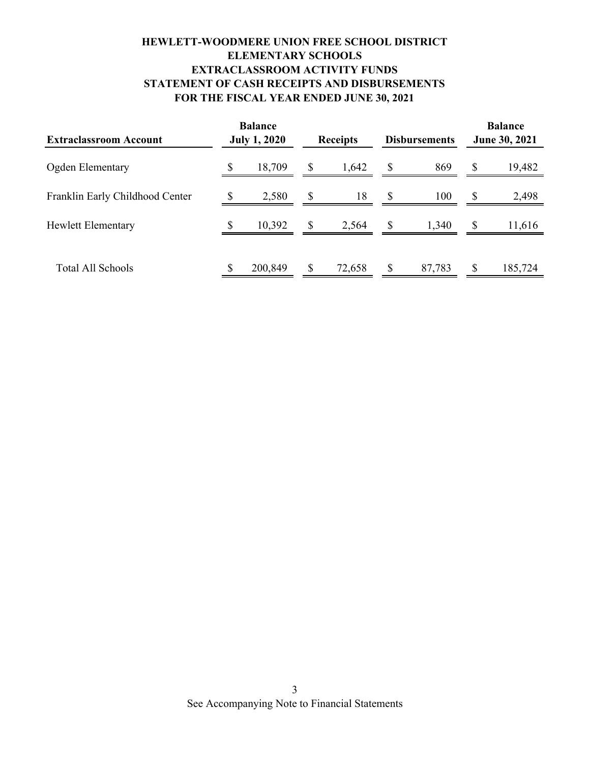# HEWLETT-WOODMERE UNION FREE SCHOOL DISTRICT
## ELEMENTARY SCHOOLS
## EXTRACLASSROOM ACTIVITY FUNDS
## STATEMENT OF CASH RECEIPTS AND DISBURSEMENTS
## FOR THE FISCAL YEAR ENDED JUNE 30, 2021

| Extraclassroom Account | Balance July 1, 2020 | Receipts | Disbursements | Balance June 30, 2021 |
|---|---|---|---|---|
| Ogden Elementary | $ 18,709 | $ 1,642 | $ 869 | $ 19,482 |
| Franklin Early Childhood Center | $ 2,580 | $ 18 | $ 100 | $ 2,498 |
| Hewlett Elementary | $ 10,392 | $ 2,564 | $ 1,340 | $ 11,616 |
| Total All Schools | $ 200,849 | $ 72,658 | $ 87,783 | $ 185,724 |

See Accompanying Note to Financial Statements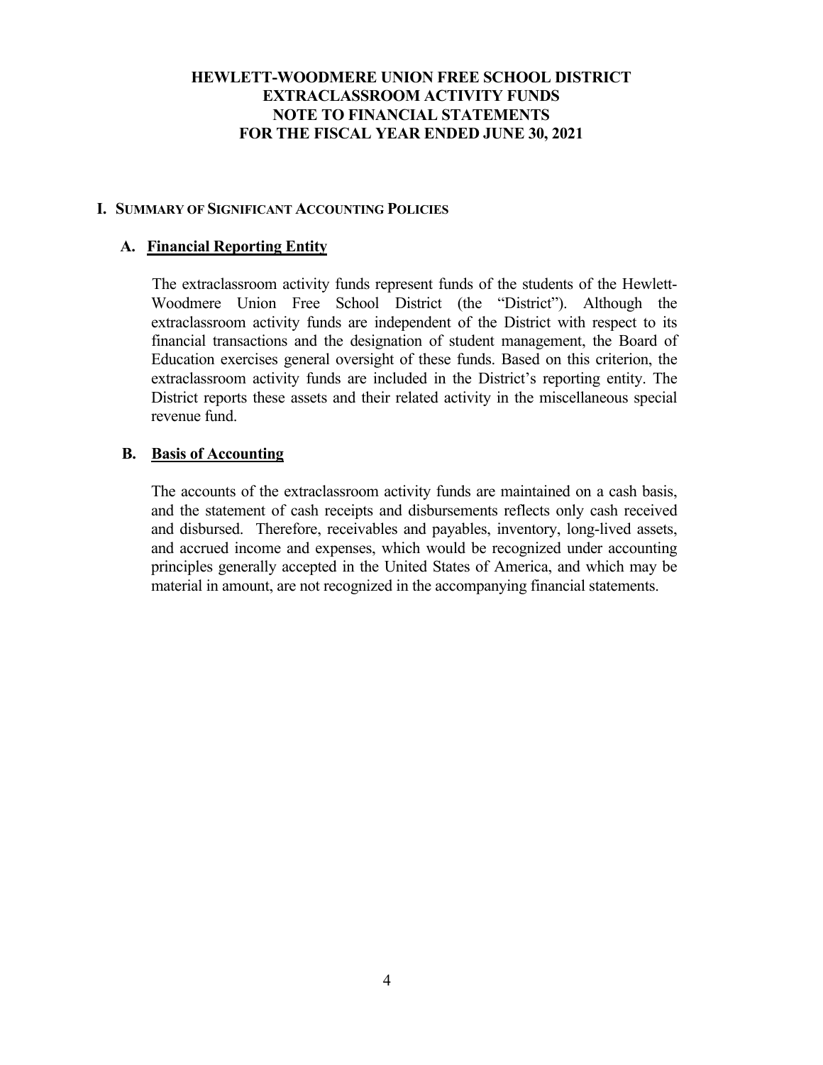# HEWLETT-WOODMERE UNION FREE SCHOOL DISTRICT
# EXTRACLASSROOM ACTIVITY FUNDS
# NOTE TO FINANCIAL STATEMENTS
# FOR THE FISCAL YEAR ENDED JUNE 30, 2021

## I. SUMMARY OF SIGNIFICANT ACCOUNTING POLICIES

### A. Financial Reporting Entity

The extraclassroom activity funds represent funds of the students of the Hewlett-Woodmere Union Free School District (the "District"). Although the extraclassroom activity funds are independent of the District with respect to its financial transactions and the designation of student management, the Board of Education exercises general oversight of these funds. Based on this criterion, the extraclassroom activity funds are included in the District's reporting entity. The District reports these assets and their related activity in the miscellaneous special revenue fund.

### B. Basis of Accounting

The accounts of the extraclassroom activity funds are maintained on a cash basis, and the statement of cash receipts and disbursements reflects only cash received and disbursed. Therefore, receivables and payables, inventory, long-lived assets, and accrued income and expenses, which would be recognized under accounting principles generally accepted in the United States of America, and which may be material in amount, are not recognized in the accompanying financial statements.